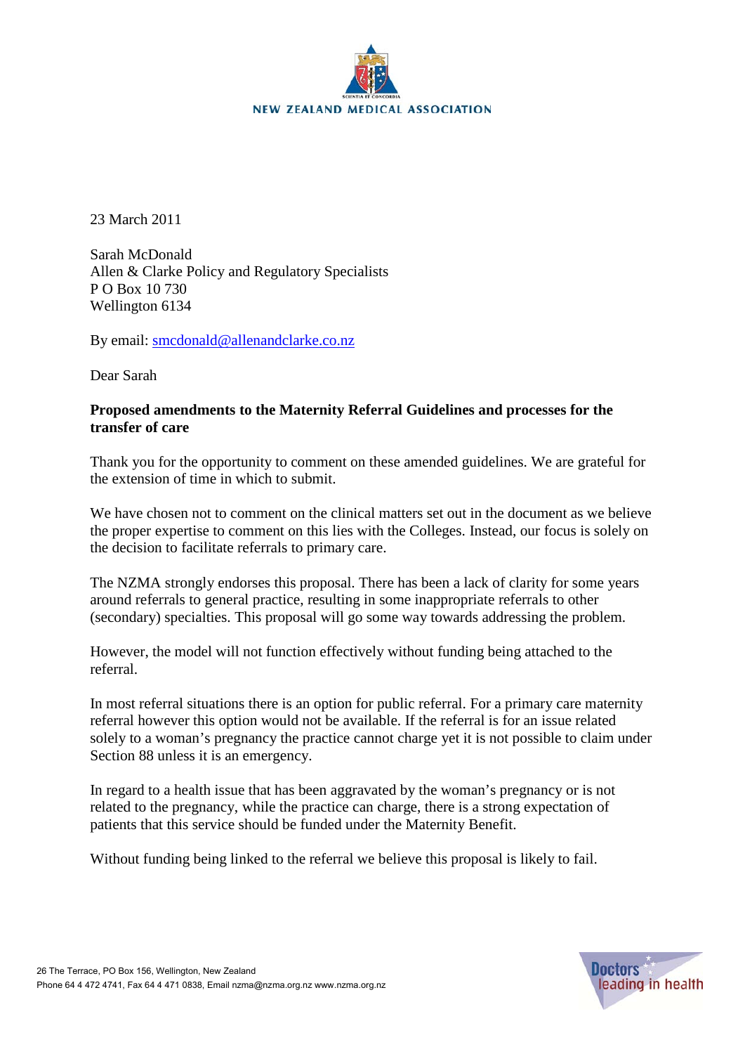NEW ZEALAND MEDICAL ASSOCIATION

23 March 2011

Sarah McDonald
Allen & Clarke Policy and Regulatory Specialists
P O Box 10 730
Wellington 6134

By email: smcdonald@allenandclarke.co.nz

Dear Sarah

**Proposed amendments to the Maternity Referral Guidelines and processes for the transfer of care**

Thank you for the opportunity to comment on these amended guidelines. We are grateful for the extension of time in which to submit.

We have chosen not to comment on the clinical matters set out in the document as we believe the proper expertise to comment on this lies with the Colleges. Instead, our focus is solely on the decision to facilitate referrals to primary care.

The NZMA strongly endorses this proposal. There has been a lack of clarity for some years around referrals to general practice, resulting in some inappropriate referrals to other (secondary) specialties. This proposal will go some way towards addressing the problem.

However, the model will not function effectively without funding being attached to the referral.

In most referral situations there is an option for public referral. For a primary care maternity referral however this option would not be available. If the referral is for an issue related solely to a woman's pregnancy the practice cannot charge yet it is not possible to claim under Section 88 unless it is an emergency.

In regard to a health issue that has been aggravated by the woman's pregnancy or is not related to the pregnancy, while the practice can charge, there is a strong expectation of patients that this service should be funded under the Maternity Benefit.

Without funding being linked to the referral we believe this proposal is likely to fail.

26 The Terrace, PO Box 156, Wellington, New Zealand
Phone 64 4 472 4741, Fax 64 4 471 0838, Email nzma@nzma.org.nz www.nzma.org.nz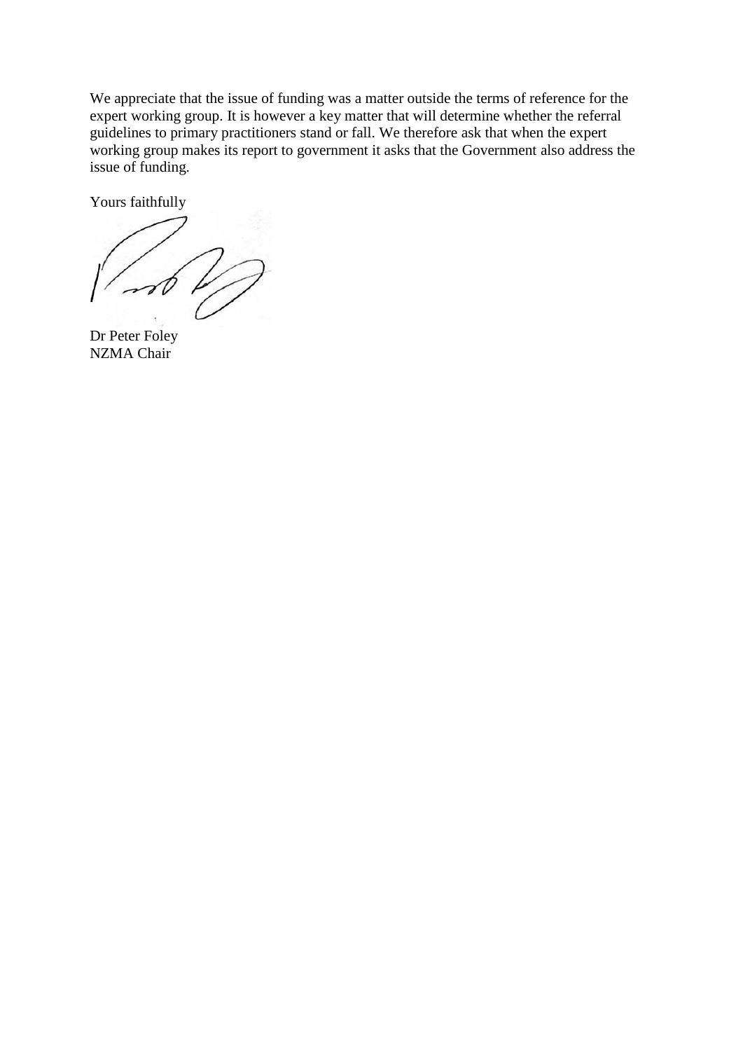We appreciate that the issue of funding was a matter outside the terms of reference for the expert working group. It is however a key matter that will determine whether the referral guidelines to primary practitioners stand or fall. We therefore ask that when the expert working group makes its report to government it asks that the Government also address the issue of funding.

Yours faithfully

Dr Peter Foley
NZMA Chair